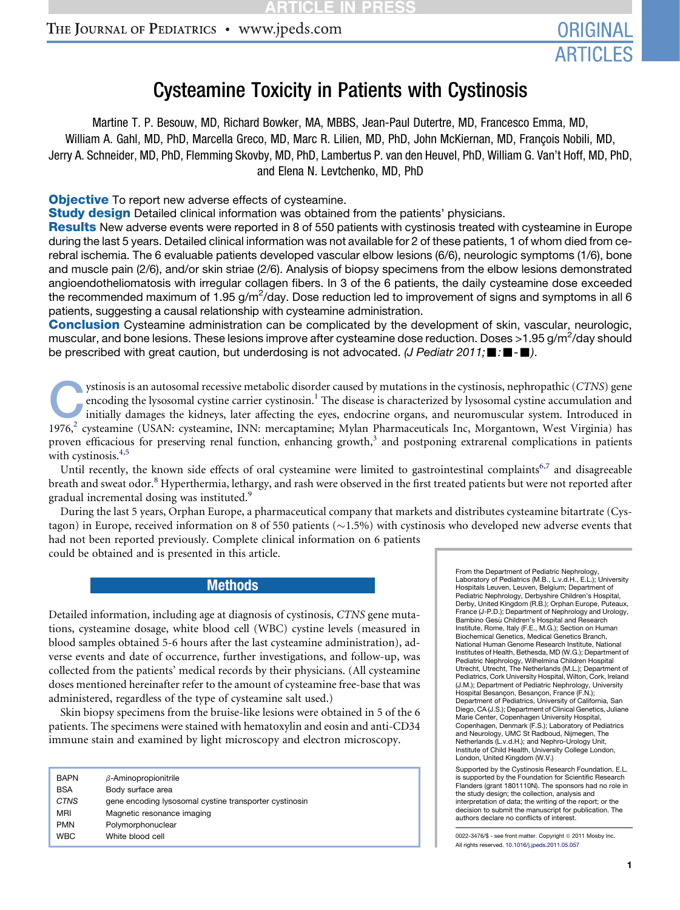# Cysteamine Toxicity in Patients with Cystinosis

Martine T. P. Besouw, MD, Richard Bowker, MA, MBBS, Jean-Paul Dutertre, MD, Francesco Emma, MD, William A. Gahl, MD, PhD, Marcella Greco, MD, Marc R. Lilien, MD, PhD, John McKiernan, MD, François Nobili, MD, Jerry A. Schneider, MD, PhD, Flemming Skovby, MD, PhD, Lambertus P. van den Heuvel, PhD, William G. Van't Hoff, MD, PhD, and Elena N. Levtchenko, MD, PhD

**Objective** To report new adverse effects of cysteamine.

**Study design** Detailed clinical information was obtained from the patients' physicians.

**Results** New adverse events were reported in 8 of 550 patients with cystinosis treated with cysteamine in Europe during the last 5 years. Detailed clinical information was not available for 2 of these patients, 1 of whom died from cerebral ischemia. The 6 evaluable patients developed vascular elbow lesions (6/6), neurologic symptoms (1/6), bone and muscle pain (2/6), and/or skin striae (2/6). Analysis of biopsy specimens from the elbow lesions demonstrated angioendotheliomatosis with irregular collagen fibers. In 3 of the 6 patients, the daily cysteamine dose exceeded the recommended maximum of 1.95 g/m$^2$/day. Dose reduction led to improvement of signs and symptoms in all 6 patients, suggesting a causal relationship with cysteamine administration.

**Conclusion** Cysteamine administration can be complicated by the development of skin, vascular, neurologic, muscular, and bone lesions. These lesions improve after cysteamine dose reduction. Doses >1.95 g/m$^2$/day should be prescribed with great caution, but underdosing is not advocated. *(J Pediatr 2011;■:■-■).*

Cystinosis is an autosomal recessive metabolic disorder caused by mutations in the cystinosis, nephropathic (*CTNS*) gene encoding the lysosomal cystine carrier cystinosin.[1] The disease is characterized by lysosomal cystine accumulation and initially damages the kidneys, later affecting the eyes, endocrine organs, and neuromuscular system. Introduced in 1976,[2] cysteamine (USAN: cysteamine, INN: mercaptamine; Mylan Pharmaceuticals Inc, Morgantown, West Virginia) has proven efficacious for preserving renal function, enhancing growth,[3] and postponing extrarenal complications in patients with cystinosis.[4,5]

Until recently, the known side effects of oral cysteamine were limited to gastrointestinal complaints[6,7] and disagreeable breath and sweat odor.[8] Hyperthermia, lethargy, and rash were observed in the first treated patients but were not reported after gradual incremental dosing was instituted.[9]

During the last 5 years, Orphan Europe, a pharmaceutical company that markets and distributes cysteamine bitartrate (Cystagon) in Europe, received information on 8 of 550 patients (~1.5%) with cystinosis who developed new adverse events that had not been reported previously. Complete clinical information on 6 patients could be obtained and is presented in this article.

## Methods

Detailed information, including age at diagnosis of cystinosis, *CTNS* gene mutations, cysteamine dosage, white blood cell (WBC) cystine levels (measured in blood samples obtained 5-6 hours after the last cysteamine administration), adverse events and date of occurrence, further investigations, and follow-up, was collected from the patients' medical records by their physicians. (All cysteamine doses mentioned hereinafter refer to the amount of cysteamine free-base that was administered, regardless of the type of cysteamine salt used.)

Skin biopsy specimens from the bruise-like lesions were obtained in 5 of the 6 patients. The specimens were stained with hematoxylin and eosin and anti-CD34 immune stain and examined by light microscopy and electron microscopy.

| | |
|---|---|
| BAPN | $\beta$-Aminopropionitrile |
| BSA | Body surface area |
| *CTNS* | gene encoding lysosomal cystine transporter cystinosin |
| MRI | Magnetic resonance imaging |
| PMN | Polymorphonuclear |
| WBC | White blood cell |

From the Department of Pediatric Nephrology, Laboratory of Pediatrics (M.B., L.v.d.H., E.L.); University Hospitals Leuven, Leuven, Belgium; Department of Pediatric Nephrology, Derbyshire Children's Hospital, Derby, United Kingdom (R.B.); Orphan Europe, Puteaux, France (J-P.D.); Department of Nephrology and Urology, Bambino Gesù Children's Hospital and Research Institute, Rome, Italy (F.E., M.G.); Section on Human Biochemical Genetics, Medical Genetics Branch, National Human Genome Research Institute, National Institutes of Health, Bethesda, MD (W.G.); Department of Pediatric Nephrology, Wilhelmina Children Hospital Utrecht, Utrecht, The Netherlands (M.L.); Department of Pediatrics, Cork University Hospital, Wilton, Cork, Ireland (J.M.); Department of Pediatric Nephrology, University Hospital Besançon, Besançon, France (F.N.); Department of Pediatrics, University of California, San Diego, CA (J.S.); Department of Clinical Genetics, Juliane Marie Center, Copenhagen University Hospital, Copenhagen, Denmark (F.S.); Laboratory of Pediatrics and Neurology, UMC St Radboud, Nijmegen, The Netherlands (L.v.d.H.); and Nephro-Urology Unit, Institute of Child Health, University College London, London, United Kingdom (W.V.)

Supported by the Cystinosis Research Foundation. E.L. is supported by the Foundation for Scientific Research Flanders (grant 1801110N). The sponsors had no role in the study design; the collection, analysis and interpretation of data; the writing of the report; or the decision to submit the manuscript for publication. The authors declare no conflicts of interest.

0022-3476/$ - see front matter. Copyright © 2011 Mosby Inc. All rights reserved. 10.1016/j.jpeds.2011.05.057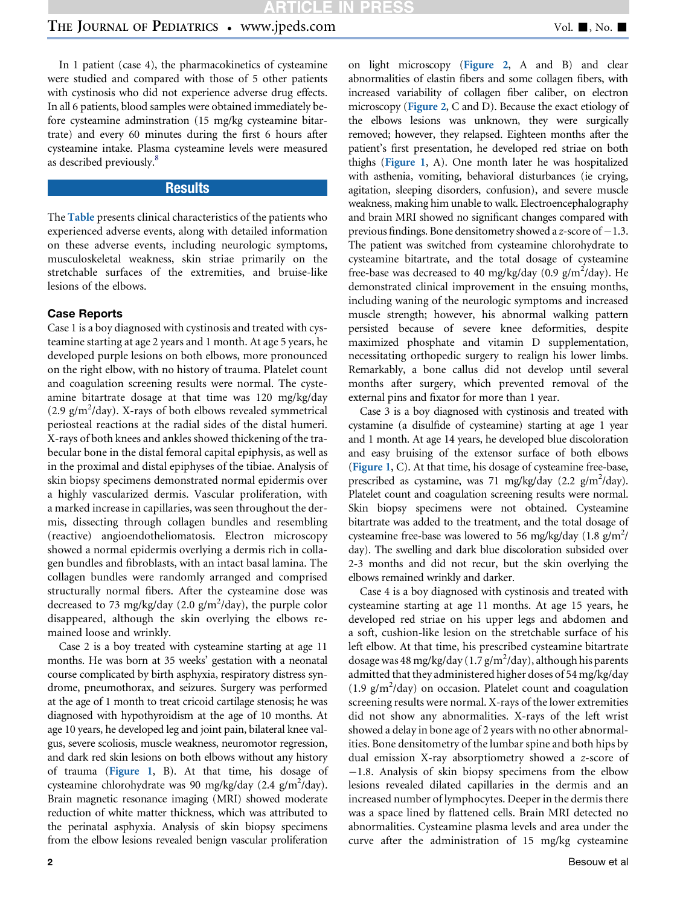In 1 patient (case 4), the pharmacokinetics of cysteamine were studied and compared with those of 5 other patients with cystinosis who did not experience adverse drug effects. In all 6 patients, blood samples were obtained immediately before cysteamine adminstration (15 mg/kg cysteamine bitartrate) and every 60 minutes during the first 6 hours after cysteamine intake. Plasma cysteamine levels were measured as described previously.[8]

## Results

The Table presents clinical characteristics of the patients who experienced adverse events, along with detailed information on these adverse events, including neurologic symptoms, musculoskeletal weakness, skin striae primarily on the stretchable surfaces of the extremities, and bruise-like lesions of the elbows.

### Case Reports

Case 1 is a boy diagnosed with cystinosis and treated with cysteamine starting at age 2 years and 1 month. At age 5 years, he developed purple lesions on both elbows, more pronounced on the right elbow, with no history of trauma. Platelet count and coagulation screening results were normal. The cysteamine bitartrate dosage at that time was 120 mg/kg/day (2.9 $g/m^2$/day). X-rays of both elbows revealed symmetrical periosteal reactions at the radial sides of the distal humeri. X-rays of both knees and ankles showed thickening of the trabecular bone in the distal femoral capital epiphysis, as well as in the proximal and distal epiphyses of the tibiae. Analysis of skin biopsy specimens demonstrated normal epidermis over a highly vascularized dermis. Vascular proliferation, with a marked increase in capillaries, was seen throughout the dermis, dissecting through collagen bundles and resembling (reactive) angioendotheliomatosis. Electron microscopy showed a normal epidermis overlying a dermis rich in collagen bundles and fibroblasts, with an intact basal lamina. The collagen bundles were randomly arranged and comprised structurally normal fibers. After the cysteamine dose was decreased to 73 mg/kg/day (2.0 $g/m^2$/day), the purple color disappeared, although the skin overlying the elbows remained loose and wrinkly.

Case 2 is a boy treated with cysteamine starting at age 11 months. He was born at 35 weeks' gestation with a neonatal course complicated by birth asphyxia, respiratory distress syndrome, pneumothorax, and seizures. Surgery was performed at the age of 1 month to treat cricoid cartilage stenosis; he was diagnosed with hypothyroidism at the age of 10 months. At age 10 years, he developed leg and joint pain, bilateral knee valgus, severe scoliosis, muscle weakness, neuromotor regression, and dark red skin lesions on both elbows without any history of trauma (Figure 1, B). At that time, his dosage of cysteamine chlorohydrate was 90 mg/kg/day (2.4 $g/m^2$/day). Brain magnetic resonance imaging (MRI) showed moderate reduction of white matter thickness, which was attributed to the perinatal asphyxia. Analysis of skin biopsy specimens from the elbow lesions revealed benign vascular proliferation on light microscopy (Figure 2, A and B) and clear abnormalities of elastin fibers and some collagen fibers, with increased variability of collagen fiber caliber, on electron microscopy (Figure 2, C and D). Because the exact etiology of the elbows lesions was unknown, they were surgically removed; however, they relapsed. Eighteen months after the patient's first presentation, he developed red striae on both thighs (Figure 1, A). One month later he was hospitalized with asthenia, vomiting, behavioral disturbances (ie crying, agitation, sleeping disorders, confusion), and severe muscle weakness, making him unable to walk. Electroencephalography and brain MRI showed no significant changes compared with previous findings. Bone densitometry showed a *z*-score of −1.3. The patient was switched from cysteamine chlorohydrate to cysteamine bitartrate, and the total dosage of cysteamine free-base was decreased to 40 mg/kg/day (0.9 $g/m^2$/day). He demonstrated clinical improvement in the ensuing months, including waning of the neurologic symptoms and increased muscle strength; however, his abnormal walking pattern persisted because of severe knee deformities, despite maximized phosphate and vitamin D supplementation, necessitating orthopedic surgery to realign his lower limbs. Remarkably, a bone callus did not develop until several months after surgery, which prevented removal of the external pins and fixator for more than 1 year.

Case 3 is a boy diagnosed with cystinosis and treated with cystamine (a disulfide of cysteamine) starting at age 1 year and 1 month. At age 14 years, he developed blue discoloration and easy bruising of the extensor surface of both elbows (Figure 1, C). At that time, his dosage of cysteamine free-base, prescribed as cystamine, was 71 mg/kg/day (2.2 $g/m^2$/day). Platelet count and coagulation screening results were normal. Skin biopsy specimens were not obtained. Cysteamine bitartrate was added to the treatment, and the total dosage of cysteamine free-base was lowered to 56 mg/kg/day (1.8 $g/m^2$/day). The swelling and dark blue discoloration subsided over 2-3 months and did not recur, but the skin overlying the elbows remained wrinkly and darker.

Case 4 is a boy diagnosed with cystinosis and treated with cysteamine starting at age 11 months. At age 15 years, he developed red striae on his upper legs and abdomen and a soft, cushion-like lesion on the stretchable surface of his left elbow. At that time, his prescribed cysteamine bitartrate dosage was 48 mg/kg/day (1.7 $g/m^2$/day), although his parents admitted that they administered higher doses of 54 mg/kg/day (1.9 $g/m^2$/day) on occasion. Platelet count and coagulation screening results were normal. X-rays of the lower extremities did not show any abnormalities. X-rays of the left wrist showed a delay in bone age of 2 years with no other abnormalities. Bone densitometry of the lumbar spine and both hips by dual emission X-ray absorptiometry showed a *z*-score of −1.8. Analysis of skin biopsy specimens from the elbow lesions revealed dilated capillaries in the dermis and an increased number of lymphocytes. Deeper in the dermis there was a space lined by flattened cells. Brain MRI detected no abnormalities. Cysteamine plasma levels and area under the curve after the administration of 15 mg/kg cysteamine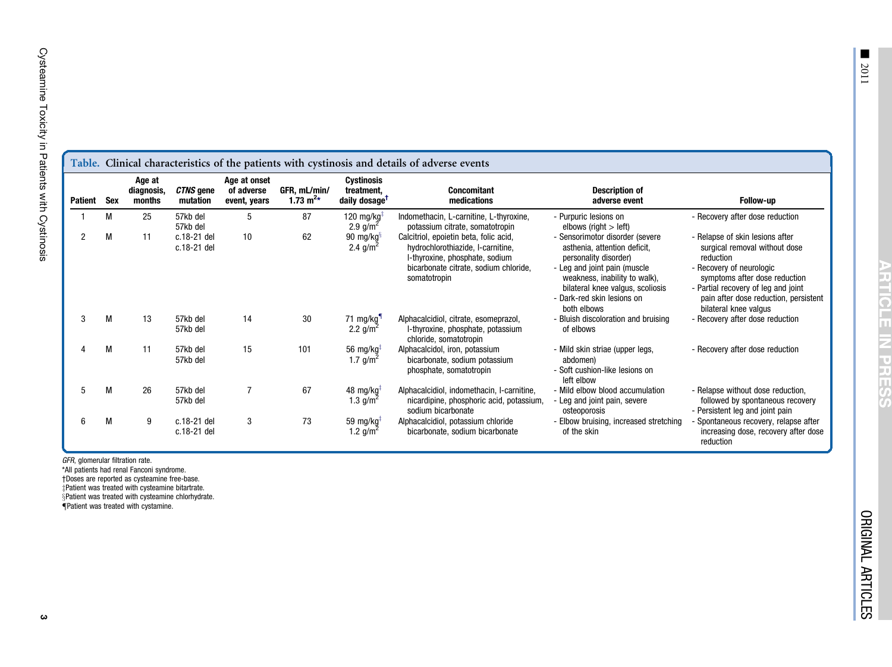**Table. Clinical characteristics of the patients with cystinosis and details of adverse events**

| Patient | Sex | Age at diagnosis, months | *CTNS* gene mutation | Age at onset of adverse event, years | GFR, mL/min/1.73 $m^2$* | Cystinosis treatment, daily dosage† | Concomitant medications | Description of adverse event | Follow-up |
|---|---|---|---|---|---|---|---|---|---|
| 1 | M | 25 | 57kb del 57kb del | 5 | 87 | 120 mg/kg‡ 2.9 g/$m^2$ | Indomethacin, L-carnitine, L-thyroxine, potassium citrate, somatotropin | - Purpuric lesions on elbows (right > left) | - Recovery after dose reduction |
| 2 | M | 11 | c.18-21 del c.18-21 del | 10 | 62 | 90 mg/kg§ 2.4 g/$m^2$ | Calcitriol, epoietin beta, folic acid, hydrochlorothiazide, l-carnitine, l-thyroxine, phosphate, sodium bicarbonate citrate, sodium chloride, somatotropin | - Sensorimotor disorder (severe asthenia, attention deficit, personality disorder)<br>- Leg and joint pain (muscle weakness, inability to walk), bilateral knee valgus, scoliosis<br>- Dark-red skin lesions on both elbows | - Relapse of skin lesions after surgical removal without dose reduction<br>- Recovery of neurologic symptoms after dose reduction<br>- Partial recovery of leg and joint pain after dose reduction, persistent bilateral knee valgus |
| 3 | M | 13 | 57kb del 57kb del | 14 | 30 | 71 mg/kg¶ 2.2 g/$m^2$ | Alphacalcidiol, citrate, esomeprazol, l-thyroxine, phosphate, potassium chloride, somatotropin | - Bluish discoloration and bruising of elbows | - Recovery after dose reduction |
| 4 | M | 11 | 57kb del 57kb del | 15 | 101 | 56 mg/kg‡ 1.7 g/$m^2$ | Alphacalcidol, iron, potassium bicarbonate, sodium potassium phosphate, somatotropin | - Mild skin striae (upper legs, abdomen)<br>- Soft cushion-like lesions on left elbow | - Recovery after dose reduction |
| 5 | M | 26 | 57kb del 57kb del | 7 | 67 | 48 mg/kg‡ 1.3 g/$m^2$ | Alphacalcidiol, indomethacin, l-carnitine, nicardipine, phosphoric acid, potassium, sodium bicarbonate | - Mild elbow blood accumulation<br>- Leg and joint pain, severe osteoporosis | - Relapse without dose reduction, followed by spontaneous recovery<br>- Persistent leg and joint pain |
| 6 | M | 9 | c.18-21 del c.18-21 del | 3 | 73 | 59 mg/kg‡ 1.2 g/$m^2$ | Alphacalcidiol, potassium chloride bicarbonate, sodium bicarbonate | - Elbow bruising, increased stretching of the skin | - Spontaneous recovery, relapse after increasing dose, recovery after dose reduction |

*GFR*, glomerular filtration rate.
*All patients had renal Fanconi syndrome.
†Doses are reported as cysteamine free-base.
‡Patient was treated with cysteamine bitartrate.
§Patient was treated with cysteamine chlorhydrate.
¶Patient was treated with cystamine.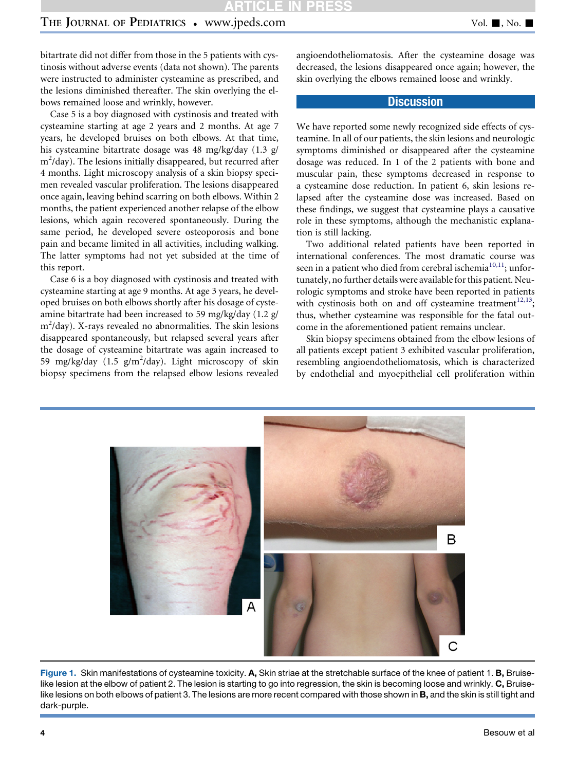bitartrate did not differ from those in the 5 patients with cystinosis without adverse events (data not shown). The parents were instructed to administer cysteamine as prescribed, and the lesions diminished thereafter. The skin overlying the elbows remained loose and wrinkly, however.

Case 5 is a boy diagnosed with cystinosis and treated with cysteamine starting at age 2 years and 2 months. At age 7 years, he developed bruises on both elbows. At that time, his cysteamine bitartrate dosage was 48 mg/kg/day (1.3 g/$m^2$/day). The lesions initially disappeared, but recurred after 4 months. Light microscopy analysis of a skin biopsy specimen revealed vascular proliferation. The lesions disappeared once again, leaving behind scarring on both elbows. Within 2 months, the patient experienced another relapse of the elbow lesions, which again recovered spontaneously. During the same period, he developed severe osteoporosis and bone pain and became limited in all activities, including walking. The latter symptoms had not yet subsided at the time of this report.

Case 6 is a boy diagnosed with cystinosis and treated with cysteamine starting at age 9 months. At age 3 years, he developed bruises on both elbows shortly after his dosage of cysteamine bitartrate had been increased to 59 mg/kg/day (1.2 g/$m^2$/day). X-rays revealed no abnormalities. The skin lesions disappeared spontaneously, but relapsed several years after the dosage of cysteamine bitartrate was again increased to 59 mg/kg/day (1.5 g/$m^2$/day). Light microscopy of skin biopsy specimens from the relapsed elbow lesions revealed angioendotheliomatosis. After the cysteamine dosage was decreased, the lesions disappeared once again; however, the skin overlying the elbows remained loose and wrinkly.

## Discussion

We have reported some newly recognized side effects of cysteamine. In all of our patients, the skin lesions and neurologic symptoms diminished or disappeared after the cysteamine dosage was reduced. In 1 of the 2 patients with bone and muscular pain, these symptoms decreased in response to a cysteamine dose reduction. In patient 6, skin lesions relapsed after the cysteamine dose was increased. Based on these findings, we suggest that cysteamine plays a causative role in these symptoms, although the mechanistic explanation is still lacking.

Two additional related patients have been reported in international conferences. The most dramatic course was seen in a patient who died from cerebral ischemia[10,11]; unfortunately, no further details were available for this patient. Neurologic symptoms and stroke have been reported in patients with cystinosis both on and off cysteamine treatment[12,13]; thus, whether cysteamine was responsible for the fatal outcome in the aforementioned patient remains unclear.

Skin biopsy specimens obtained from the elbow lesions of all patients except patient 3 exhibited vascular proliferation, resembling angioendotheliomatosis, which is characterized by endothelial and myoepithelial cell proliferation within

**Figure 1.** Skin manifestations of cysteamine toxicity. **A,** Skin striae at the stretchable surface of the knee of patient 1. **B,** Bruise-like lesion at the elbow of patient 2. The lesion is starting to go into regression, the skin is becoming loose and wrinkly. **C,** Bruise-like lesions on both elbows of patient 3. The lesions are more recent compared with those shown in **B,** and the skin is still tight and dark-purple.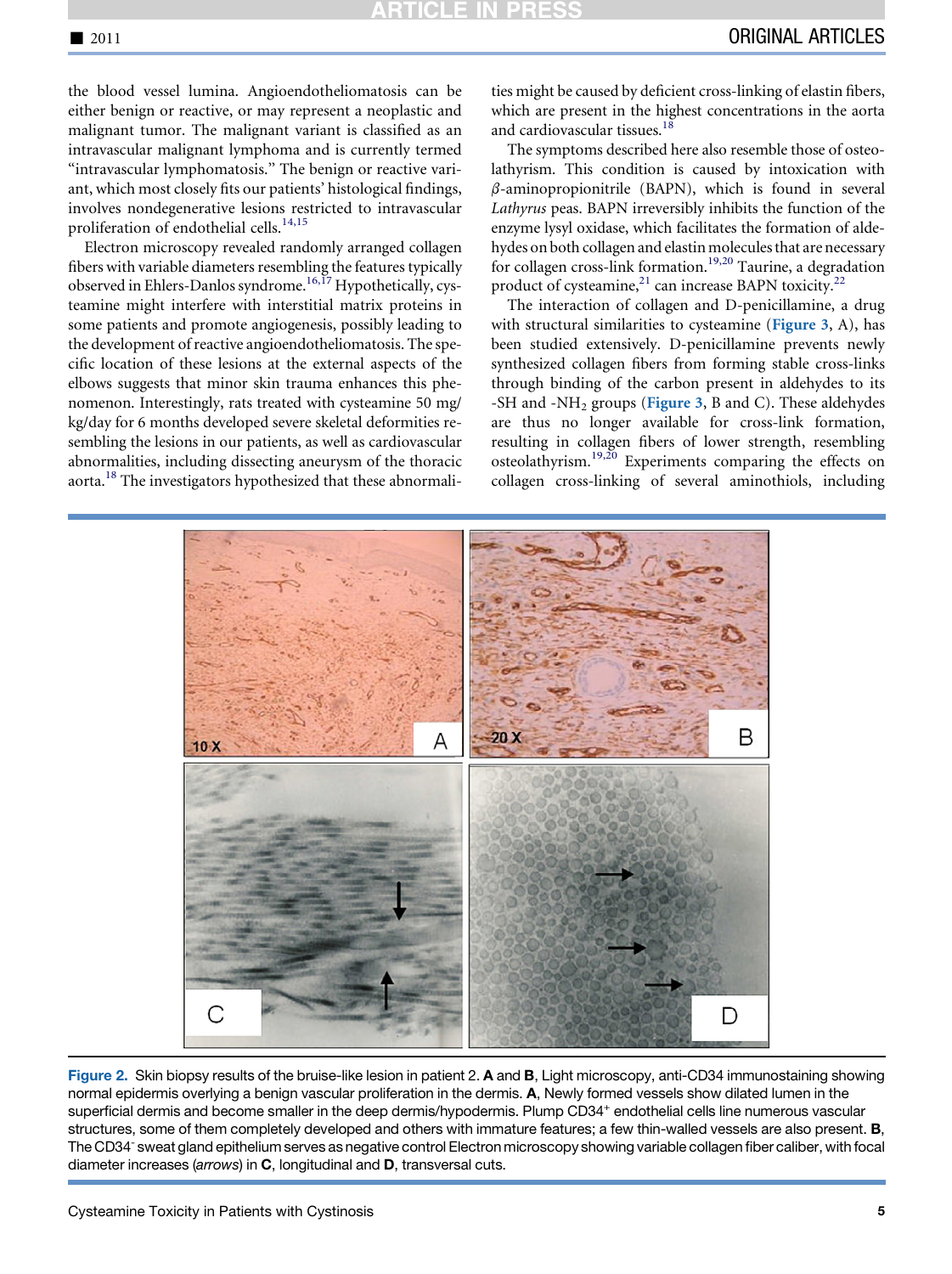the blood vessel lumina. Angioendotheliomatosis can be either benign or reactive, or may represent a neoplastic and malignant tumor. The malignant variant is classified as an intravascular malignant lymphoma and is currently termed "intravascular lymphomatosis." The benign or reactive variant, which most closely fits our patients' histological findings, involves nondegenerative lesions restricted to intravascular proliferation of endothelial cells.[14,15]

Electron microscopy revealed randomly arranged collagen fibers with variable diameters resembling the features typically observed in Ehlers-Danlos syndrome.[16,17] Hypothetically, cysteamine might interfere with interstitial matrix proteins in some patients and promote angiogenesis, possibly leading to the development of reactive angioendotheliomatosis. The specific location of these lesions at the external aspects of the elbows suggests that minor skin trauma enhances this phenomenon. Interestingly, rats treated with cysteamine 50 mg/kg/day for 6 months developed severe skeletal deformities resembling the lesions in our patients, as well as cardiovascular abnormalities, including dissecting aneurysm of the thoracic aorta.[18] The investigators hypothesized that these abnormalities might be caused by deficient cross-linking of elastin fibers, which are present in the highest concentrations in the aorta and cardiovascular tissues.[18]

The symptoms described here also resemble those of osteolathyrism. This condition is caused by intoxication with $\beta$-aminopropionitrile (BAPN), which is found in several *Lathyrus* peas. BAPN irreversibly inhibits the function of the enzyme lysyl oxidase, which facilitates the formation of aldehydes on both collagen and elastin molecules that are necessary for collagen cross-link formation.[19,20] Taurine, a degradation product of cysteamine,[21] can increase BAPN toxicity.[22]

The interaction of collagen and D-penicillamine, a drug with structural similarities to cysteamine (Figure 3, A), has been studied extensively. D-penicillamine prevents newly synthesized collagen fibers from forming stable cross-links through binding of the carbon present in aldehydes to its -SH and -$NH_2$ groups (Figure 3, B and C). These aldehydes are thus no longer available for cross-link formation, resulting in collagen fibers of lower strength, resembling osteolathyrism.[19,20] Experiments comparing the effects on collagen cross-linking of several aminothiols, including

**Figure 2.** Skin biopsy results of the bruise-like lesion in patient 2. **A** and **B**, Light microscopy, anti-CD34 immunostaining showing normal epidermis overlying a benign vascular proliferation in the dermis. **A**, Newly formed vessels show dilated lumen in the superficial dermis and become smaller in the deep dermis/hypodermis. Plump CD34⁺ endothelial cells line numerous vascular structures, some of them completely developed and others with immature features; a few thin-walled vessels are also present. **B**, The CD34⁻ sweat gland epithelium serves as negative control Electron microscopy showing variable collagen fiber caliber, with focal diameter increases (*arrows*) in **C**, longitudinal and **D**, transversal cuts.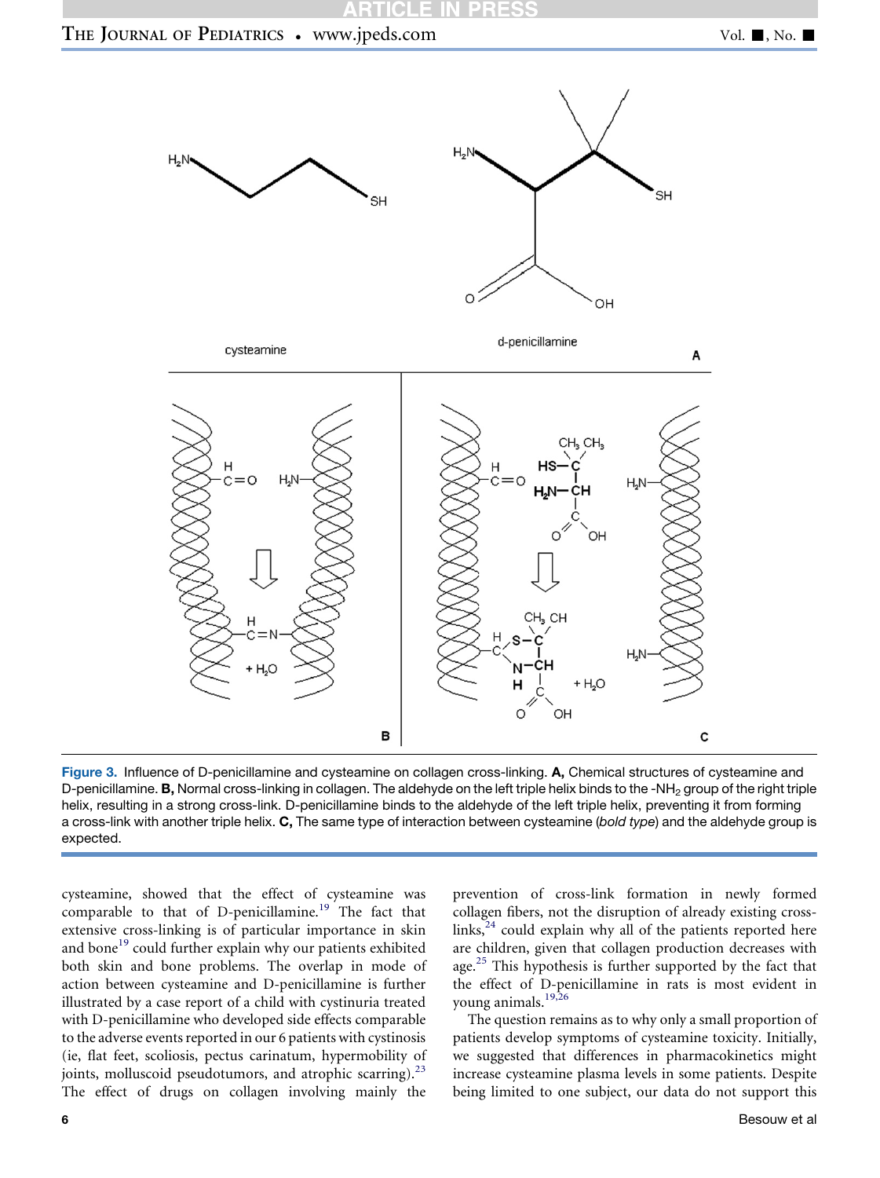Figure 3. Influence of D-penicillamine and cysteamine on collagen cross-linking. **A,** Chemical structures of cysteamine and D-penicillamine. **B,** Normal cross-linking in collagen. The aldehyde on the left triple helix binds to the -$NH_2$ group of the right triple helix, resulting in a strong cross-link. D-penicillamine binds to the aldehyde of the left triple helix, preventing it from forming a cross-link with another triple helix. **C,** The same type of interaction between cysteamine (*bold type*) and the aldehyde group is expected.

cysteamine, showed that the effect of cysteamine was comparable to that of D-penicillamine.[19] The fact that extensive cross-linking is of particular importance in skin and bone[19] could further explain why our patients exhibited both skin and bone problems. The overlap in mode of action between cysteamine and D-penicillamine is further illustrated by a case report of a child with cystinuria treated with D-penicillamine who developed side effects comparable to the adverse events reported in our 6 patients with cystinosis (ie, flat feet, scoliosis, pectus carinatum, hypermobility of joints, molluscoid pseudotumors, and atrophic scarring).[23] The effect of drugs on collagen involving mainly the prevention of cross-link formation in newly formed collagen fibers, not the disruption of already existing cross-links,[24] could explain why all of the patients reported here are children, given that collagen production decreases with age.[25] This hypothesis is further supported by the fact that the effect of D-penicillamine in rats is most evident in young animals.[19,26]

The question remains as to why only a small proportion of patients develop symptoms of cysteamine toxicity. Initially, we suggested that differences in pharmacokinetics might increase cysteamine plasma levels in some patients. Despite being limited to one subject, our data do not support this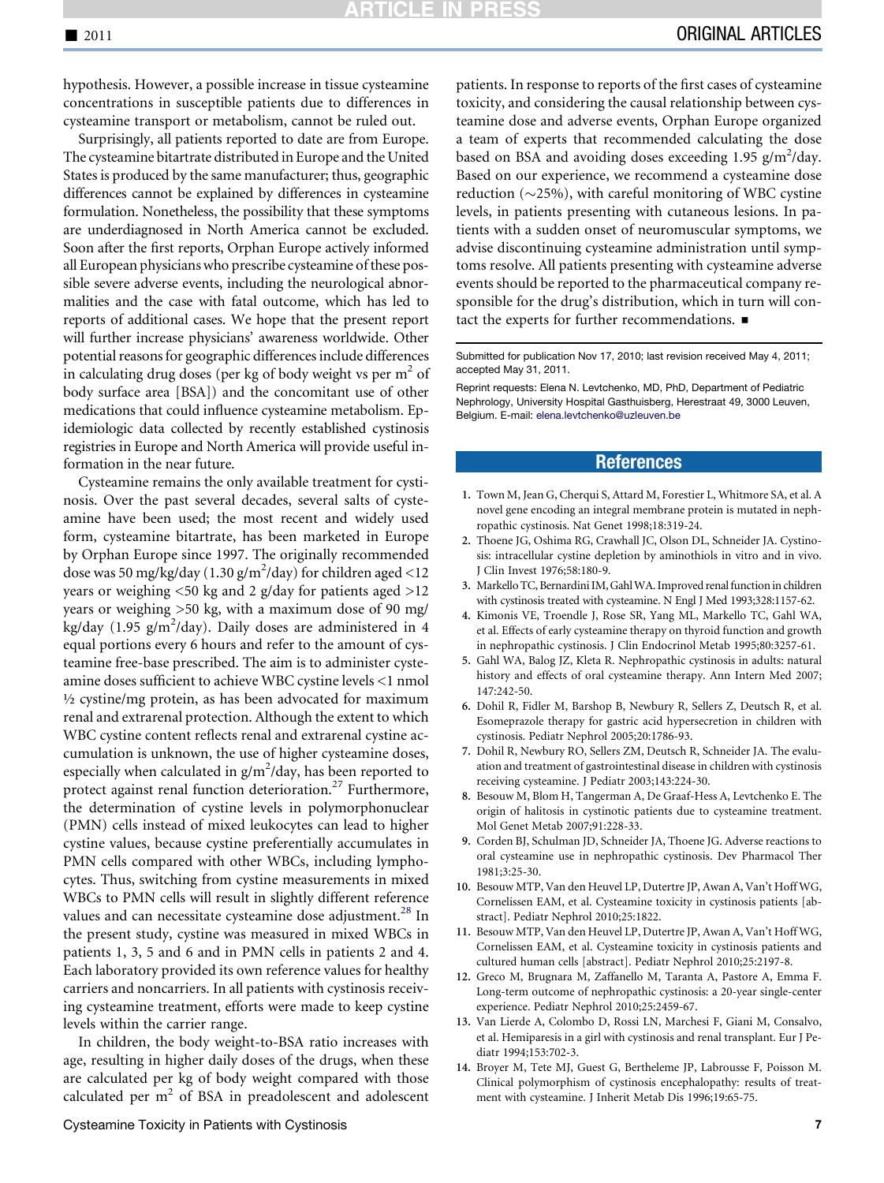hypothesis. However, a possible increase in tissue cysteamine concentrations in susceptible patients due to differences in cysteamine transport or metabolism, cannot be ruled out.

Surprisingly, all patients reported to date are from Europe. The cysteamine bitartrate distributed in Europe and the United States is produced by the same manufacturer; thus, geographic differences cannot be explained by differences in cysteamine formulation. Nonetheless, the possibility that these symptoms are underdiagnosed in North America cannot be excluded. Soon after the first reports, Orphan Europe actively informed all European physicians who prescribe cysteamine of these possible severe adverse events, including the neurological abnormalities and the case with fatal outcome, which has led to reports of additional cases. We hope that the present report will further increase physicians' awareness worldwide. Other potential reasons for geographic differences include differences in calculating drug doses (per kg of body weight vs per $m^2$ of body surface area [BSA]) and the concomitant use of other medications that could influence cysteamine metabolism. Epidemiologic data collected by recently established cystinosis registries in Europe and North America will provide useful information in the near future.

Cysteamine remains the only available treatment for cystinosis. Over the past several decades, several salts of cysteamine have been used; the most recent and widely used form, cysteamine bitartrate, has been marketed in Europe by Orphan Europe since 1997. The originally recommended dose was 50 mg/kg/day (1.30 g/$m^2$/day) for children aged <12 years or weighing <50 kg and 2 g/day for patients aged >12 years or weighing >50 kg, with a maximum dose of 90 mg/kg/day (1.95 g/$m^2$/day). Daily doses are administered in 4 equal portions every 6 hours and refer to the amount of cysteamine free-base prescribed. The aim is to administer cysteamine doses sufficient to achieve WBC cystine levels <1 nmol ½ cystine/mg protein, as has been advocated for maximum renal and extrarenal protection. Although the extent to which WBC cystine content reflects renal and extrarenal cystine accumulation is unknown, the use of higher cysteamine doses, especially when calculated in g/$m^2$/day, has been reported to protect against renal function deterioration.[27] Furthermore, the determination of cystine levels in polymorphonuclear (PMN) cells instead of mixed leukocytes can lead to higher cystine values, because cystine preferentially accumulates in PMN cells compared with other WBCs, including lymphocytes. Thus, switching from cystine measurements in mixed WBCs to PMN cells will result in slightly different reference values and can necessitate cysteamine dose adjustment.[28] In the present study, cystine was measured in mixed WBCs in patients 1, 3, 5 and 6 and in PMN cells in patients 2 and 4. Each laboratory provided its own reference values for healthy carriers and noncarriers. In all patients with cystinosis receiving cysteamine treatment, efforts were made to keep cystine levels within the carrier range.

In children, the body weight-to-BSA ratio increases with age, resulting in higher daily doses of the drugs, when these are calculated per kg of body weight compared with those calculated per $m^2$ of BSA in preadolescent and adolescent patients. In response to reports of the first cases of cysteamine toxicity, and considering the causal relationship between cysteamine dose and adverse events, Orphan Europe organized a team of experts that recommended calculating the dose based on BSA and avoiding doses exceeding 1.95 g/$m^2$/day. Based on our experience, we recommend a cysteamine dose reduction (~25%), with careful monitoring of WBC cystine levels, in patients presenting with cutaneous lesions. In patients with a sudden onset of neuromuscular symptoms, we advise discontinuing cysteamine administration until symptoms resolve. All patients presenting with cysteamine adverse events should be reported to the pharmaceutical company responsible for the drug's distribution, which in turn will contact the experts for further recommendations. ■

Submitted for publication Nov 17, 2010; last revision received May 4, 2011; accepted May 31, 2011.

Reprint requests: Elena N. Levtchenko, MD, PhD, Department of Pediatric Nephrology, University Hospital Gasthuisberg, Herestraat 49, 3000 Leuven, Belgium. E-mail: elena.levtchenko@uzleuven.be

## References

1. Town M, Jean G, Cherqui S, Attard M, Forestier L, Whitmore SA, et al. A novel gene encoding an integral membrane protein is mutated in nephropathic cystinosis. Nat Genet 1998;18:319-24.
2. Thoene JG, Oshima RG, Crawhall JC, Olson DL, Schneider JA. Cystinosis: intracellular cystine depletion by aminothiols in vitro and in vivo. J Clin Invest 1976;58:180-9.
3. Markello TC, Bernardini IM, Gahl WA. Improved renal function in children with cystinosis treated with cysteamine. N Engl J Med 1993;328:1157-62.
4. Kimonis VE, Troendle J, Rose SR, Yang ML, Markello TC, Gahl WA, et al. Effects of early cysteamine therapy on thyroid function and growth in nephropathic cystinosis. J Clin Endocrinol Metab 1995;80:3257-61.
5. Gahl WA, Balog JZ, Kleta R. Nephropathic cystinosis in adults: natural history and effects of oral cysteamine therapy. Ann Intern Med 2007;147:242-50.
6. Dohil R, Fidler M, Barshop B, Newbury R, Sellers Z, Deutsch R, et al. Esomeprazole therapy for gastric acid hypersecretion in children with cystinosis. Pediatr Nephrol 2005;20:1786-93.
7. Dohil R, Newbury RO, Sellers ZM, Deutsch R, Schneider JA. The evaluation and treatment of gastrointestinal disease in children with cystinosis receiving cysteamine. J Pediatr 2003;143:224-30.
8. Besouw M, Blom H, Tangerman A, De Graaf-Hess A, Levtchenko E. The origin of halitosis in cystinotic patients due to cysteamine treatment. Mol Genet Metab 2007;91:228-33.
9. Corden BJ, Schulman JD, Schneider JA, Thoene JG. Adverse reactions to oral cysteamine use in nephropathic cystinosis. Dev Pharmacol Ther 1981;3:25-30.
10. Besouw MTP, Van den Heuvel LP, Dutertre JP, Awan A, Van't Hoff WG, Cornelissen EAM, et al. Cysteamine toxicity in cystinosis patients [abstract]. Pediatr Nephrol 2010;25:1822.
11. Besouw MTP, Van den Heuvel LP, Dutertre JP, Awan A, Van't Hoff WG, Cornelissen EAM, et al. Cysteamine toxicity in cystinosis patients and cultured human cells [abstract]. Pediatr Nephrol 2010;25:2197-8.
12. Greco M, Brugnara M, Zaffanello M, Taranta A, Pastore A, Emma F. Long-term outcome of nephropathic cystinosis: a 20-year single-center experience. Pediatr Nephrol 2010;25:2459-67.
13. Van Lierde A, Colombo D, Rossi LN, Marchesi F, Giani M, Consalvo, et al. Hemiparesis in a girl with cystinosis and renal transplant. Eur J Pediatr 1994;153:702-3.
14. Broyer M, Tete MJ, Guest G, Bertheleme JP, Labrousse F, Poisson M. Clinical polymorphism of cystinosis encephalopathy: results of treatment with cysteamine. J Inherit Metab Dis 1996;19:65-75.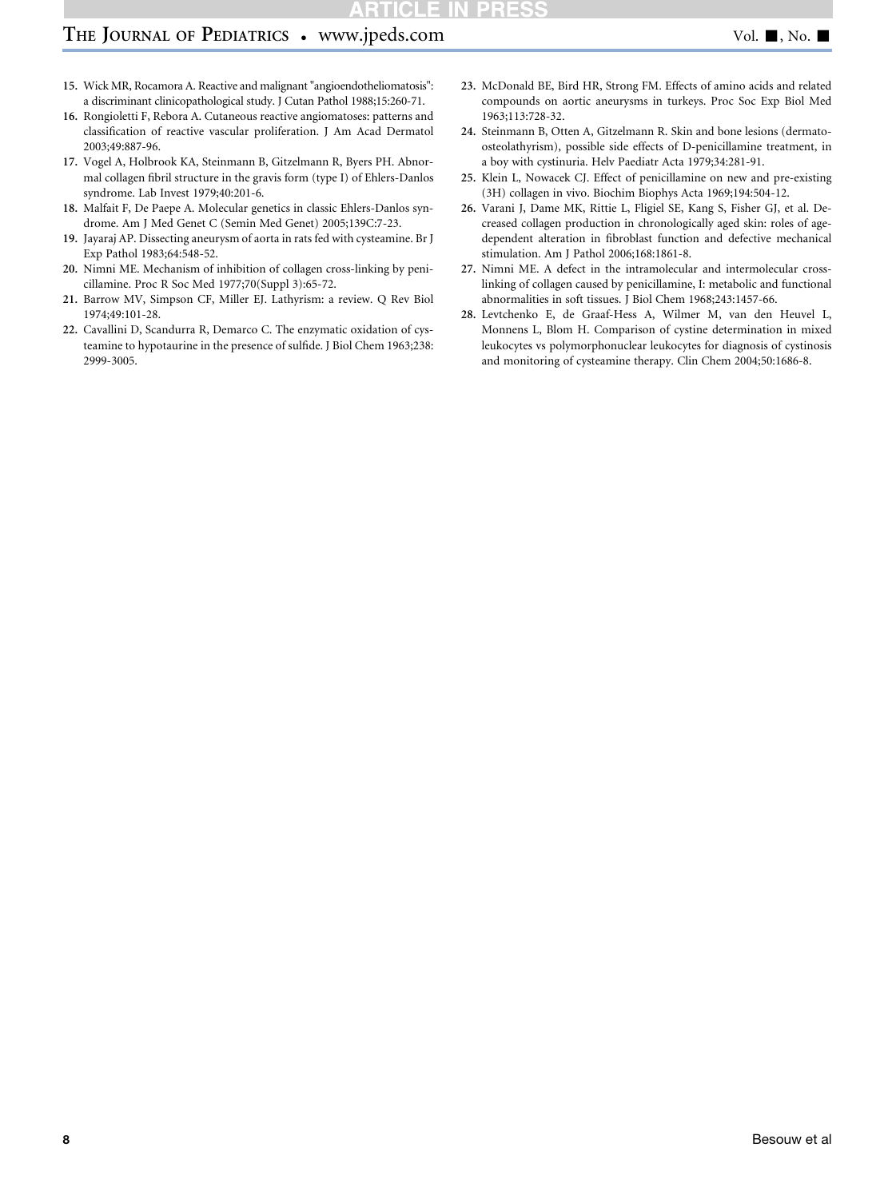15. Wick MR, Rocamora A. Reactive and malignant "angioendotheliomatosis": a discriminant clinicopathological study. J Cutan Pathol 1988;15:260-71.
16. Rongioletti F, Rebora A. Cutaneous reactive angiomatoses: patterns and classification of reactive vascular proliferation. J Am Acad Dermatol 2003;49:887-96.
17. Vogel A, Holbrook KA, Steinmann B, Gitzelmann R, Byers PH. Abnormal collagen fibril structure in the gravis form (type I) of Ehlers-Danlos syndrome. Lab Invest 1979;40:201-6.
18. Malfait F, De Paepe A. Molecular genetics in classic Ehlers-Danlos syndrome. Am J Med Genet C (Semin Med Genet) 2005;139C:7-23.
19. Jayaraj AP. Dissecting aneurysm of aorta in rats fed with cysteamine. Br J Exp Pathol 1983;64:548-52.
20. Nimni ME. Mechanism of inhibition of collagen cross-linking by penicillamine. Proc R Soc Med 1977;70(Suppl 3):65-72.
21. Barrow MV, Simpson CF, Miller EJ. Lathyrism: a review. Q Rev Biol 1974;49:101-28.
22. Cavallini D, Scandurra R, Demarco C. The enzymatic oxidation of cysteamine to hypotaurine in the presence of sulfide. J Biol Chem 1963;238: 2999-3005.
23. McDonald BE, Bird HR, Strong FM. Effects of amino acids and related compounds on aortic aneurysms in turkeys. Proc Soc Exp Biol Med 1963;113:728-32.
24. Steinmann B, Otten A, Gitzelmann R. Skin and bone lesions (dermatoosteolathyrism), possible side effects of D-penicillamine treatment, in a boy with cystinuria. Helv Paediatr Acta 1979;34:281-91.
25. Klein L, Nowacek CJ. Effect of penicillamine on new and pre-existing (3H) collagen in vivo. Biochim Biophys Acta 1969;194:504-12.
26. Varani J, Dame MK, Rittie L, Fligiel SE, Kang S, Fisher GJ, et al. Decreased collagen production in chronologically aged skin: roles of age-dependent alteration in fibroblast function and defective mechanical stimulation. Am J Pathol 2006;168:1861-8.
27. Nimni ME. A defect in the intramolecular and intermolecular cross-linking of collagen caused by penicillamine, I: metabolic and functional abnormalities in soft tissues. J Biol Chem 1968;243:1457-66.
28. Levtchenko E, de Graaf-Hess A, Wilmer M, van den Heuvel L, Monnens L, Blom H. Comparison of cystine determination in mixed leukocytes vs polymorphonuclear leukocytes for diagnosis of cystinosis and monitoring of cysteamine therapy. Clin Chem 2004;50:1686-8.